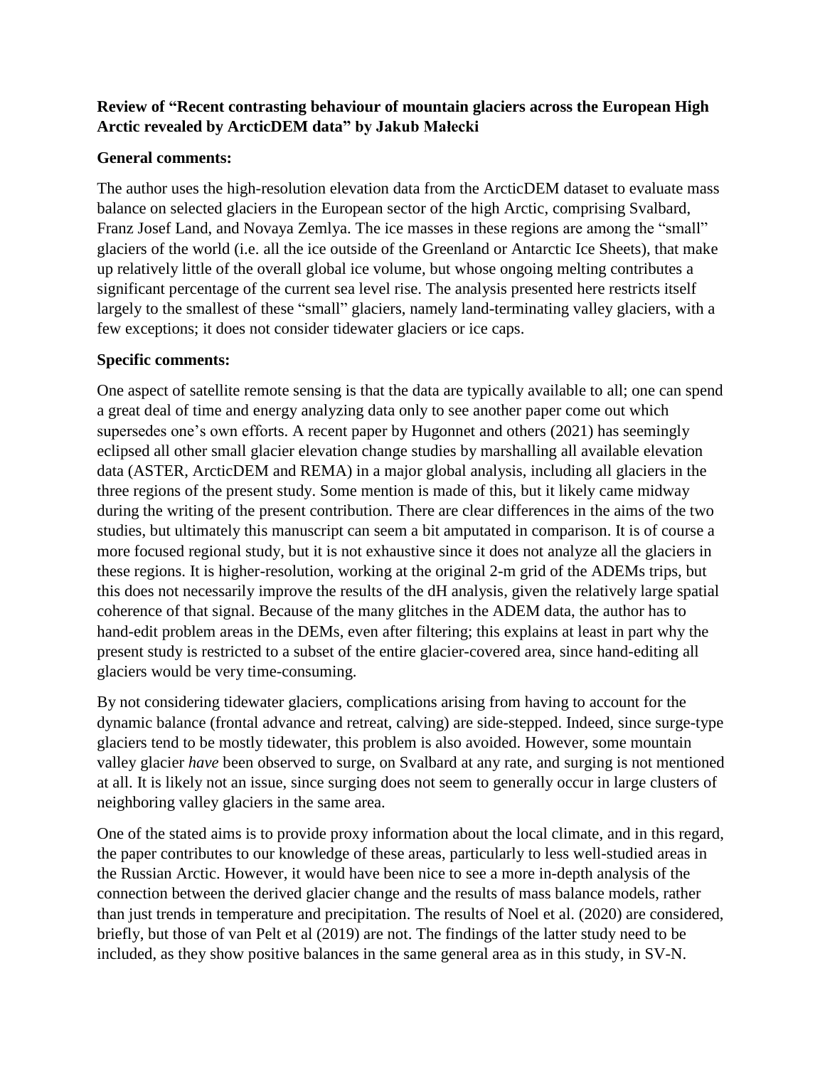**Review of "Recent contrasting behaviour of mountain glaciers across the European High Arctic revealed by ArcticDEM data" by Jakub Małecki**

**General comments:**

The author uses the high-resolution elevation data from the ArcticDEM dataset to evaluate mass balance on selected glaciers in the European sector of the high Arctic, comprising Svalbard, Franz Josef Land, and Novaya Zemlya. The ice masses in these regions are among the "small" glaciers of the world (i.e. all the ice outside of the Greenland or Antarctic Ice Sheets), that make up relatively little of the overall global ice volume, but whose ongoing melting contributes a significant percentage of the current sea level rise. The analysis presented here restricts itself largely to the smallest of these "small" glaciers, namely land-terminating valley glaciers, with a few exceptions; it does not consider tidewater glaciers or ice caps.

**Specific comments:**

One aspect of satellite remote sensing is that the data are typically available to all; one can spend a great deal of time and energy analyzing data only to see another paper come out which supersedes one's own efforts. A recent paper by Hugonnet and others (2021) has seemingly eclipsed all other small glacier elevation change studies by marshalling all available elevation data (ASTER, ArcticDEM and REMA) in a major global analysis, including all glaciers in the three regions of the present study. Some mention is made of this, but it likely came midway during the writing of the present contribution. There are clear differences in the aims of the two studies, but ultimately this manuscript can seem a bit amputated in comparison. It is of course a more focused regional study, but it is not exhaustive since it does not analyze all the glaciers in these regions. It is higher-resolution, working at the original 2-m grid of the ADEMs trips, but this does not necessarily improve the results of the dH analysis, given the relatively large spatial coherence of that signal. Because of the many glitches in the ADEM data, the author has to hand-edit problem areas in the DEMs, even after filtering; this explains at least in part why the present study is restricted to a subset of the entire glacier-covered area, since hand-editing all glaciers would be very time-consuming.

By not considering tidewater glaciers, complications arising from having to account for the dynamic balance (frontal advance and retreat, calving) are side-stepped. Indeed, since surge-type glaciers tend to be mostly tidewater, this problem is also avoided. However, some mountain valley glacier *have* been observed to surge, on Svalbard at any rate, and surging is not mentioned at all. It is likely not an issue, since surging does not seem to generally occur in large clusters of neighboring valley glaciers in the same area.

One of the stated aims is to provide proxy information about the local climate, and in this regard, the paper contributes to our knowledge of these areas, particularly to less well-studied areas in the Russian Arctic. However, it would have been nice to see a more in-depth analysis of the connection between the derived glacier change and the results of mass balance models, rather than just trends in temperature and precipitation. The results of Noel et al. (2020) are considered, briefly, but those of van Pelt et al (2019) are not. The findings of the latter study need to be included, as they show positive balances in the same general area as in this study, in SV-N.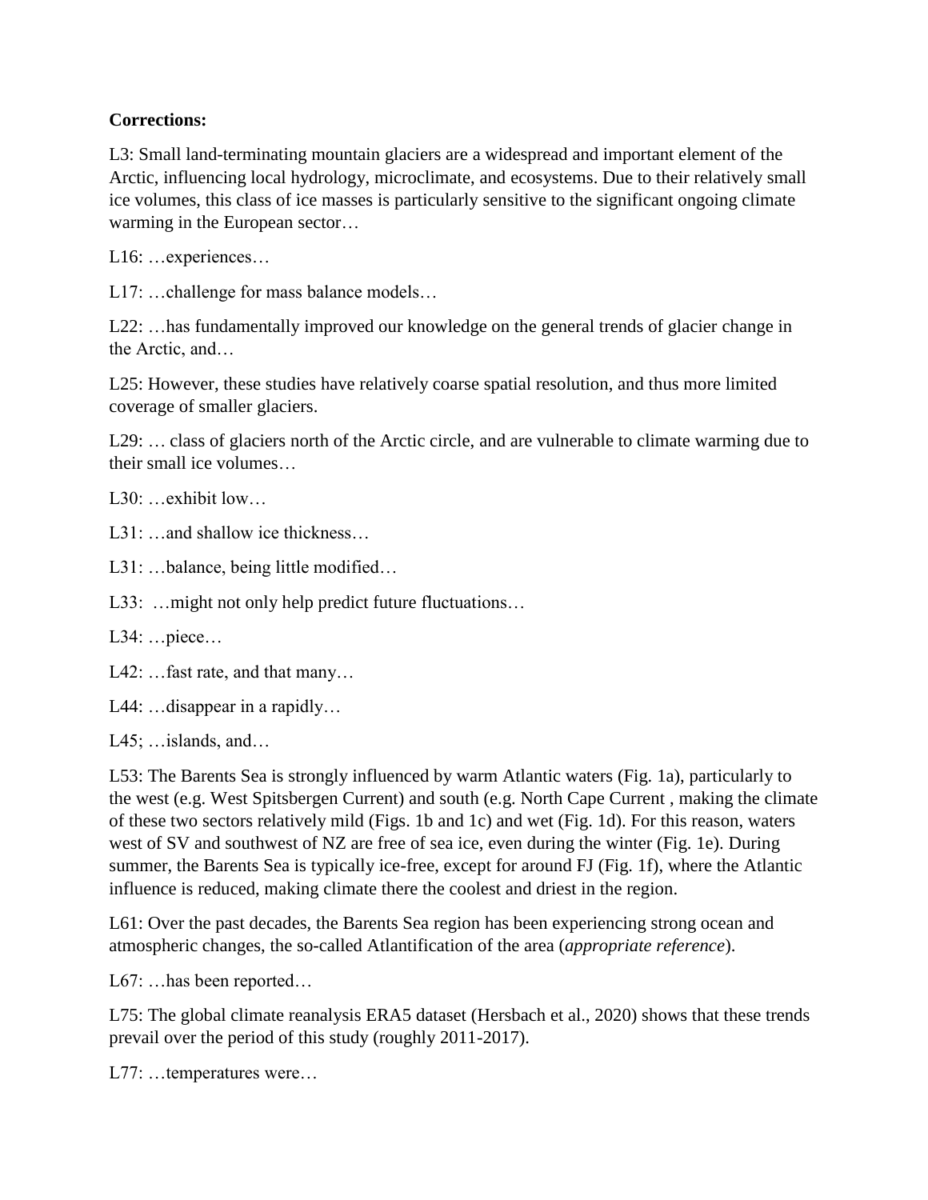**Corrections:**

L3: Small land-terminating mountain glaciers are a widespread and important element of the Arctic, influencing local hydrology, microclimate, and ecosystems. Due to their relatively small ice volumes, this class of ice masses is particularly sensitive to the significant ongoing climate warming in the European sector…

L16: …experiences…

L17: …challenge for mass balance models…

L22: …has fundamentally improved our knowledge on the general trends of glacier change in the Arctic, and…

L25: However, these studies have relatively coarse spatial resolution, and thus more limited coverage of smaller glaciers.

L29: … class of glaciers north of the Arctic circle, and are vulnerable to climate warming due to their small ice volumes…

L30: …exhibit low…

L31: …and shallow ice thickness…

L31: …balance, being little modified…

L33: …might not only help predict future fluctuations…

L34: …piece…

L42: …fast rate, and that many…

L44: …disappear in a rapidly…

L45; …islands, and…

L53: The Barents Sea is strongly influenced by warm Atlantic waters (Fig. 1a), particularly to the west (e.g. West Spitsbergen Current) and south (e.g. North Cape Current , making the climate of these two sectors relatively mild (Figs. 1b and 1c) and wet (Fig. 1d). For this reason, waters west of SV and southwest of NZ are free of sea ice, even during the winter (Fig. 1e). During summer, the Barents Sea is typically ice-free, except for around FJ (Fig. 1f), where the Atlantic influence is reduced, making climate there the coolest and driest in the region.

L61: Over the past decades, the Barents Sea region has been experiencing strong ocean and atmospheric changes, the so-called Atlantification of the area (*appropriate reference*).

L67: …has been reported…

L75: The global climate reanalysis ERA5 dataset (Hersbach et al., 2020) shows that these trends prevail over the period of this study (roughly 2011-2017).

L77: …temperatures were…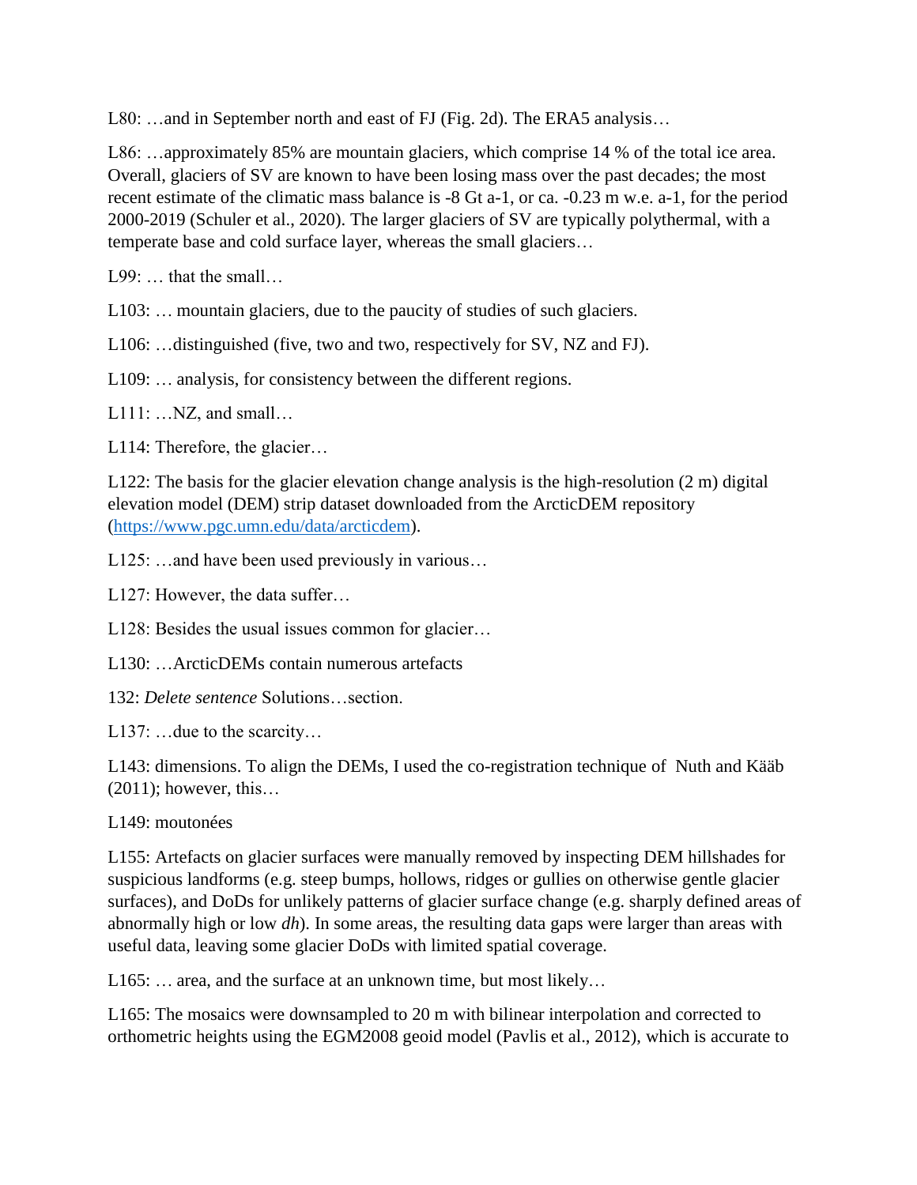L80: …and in September north and east of FJ (Fig. 2d). The ERA5 analysis…

L86: …approximately 85% are mountain glaciers, which comprise 14 % of the total ice area. Overall, glaciers of SV are known to have been losing mass over the past decades; the most recent estimate of the climatic mass balance is -8 Gt a-1, or ca. -0.23 m w.e. a-1, for the period 2000-2019 (Schuler et al., 2020). The larger glaciers of SV are typically polythermal, with a temperate base and cold surface layer, whereas the small glaciers…

L99: … that the small…

L103: … mountain glaciers, due to the paucity of studies of such glaciers.

L106: …distinguished (five, two and two, respectively for SV, NZ and FJ).

L109: … analysis, for consistency between the different regions.

L111: …NZ, and small…

L114: Therefore, the glacier…

L122: The basis for the glacier elevation change analysis is the high-resolution (2 m) digital elevation model (DEM) strip dataset downloaded from the ArcticDEM repository (https://www.pgc.umn.edu/data/arcticdem).

L125: …and have been used previously in various…

L127: However, the data suffer…

L128: Besides the usual issues common for glacier…

L130: …ArcticDEMs contain numerous artefacts

132: *Delete sentence* Solutions…section.

L137: …due to the scarcity…

L143: dimensions. To align the DEMs, I used the co-registration technique of Nuth and Kääb (2011); however, this…

L149: moutonées

L155: Artefacts on glacier surfaces were manually removed by inspecting DEM hillshades for suspicious landforms (e.g. steep bumps, hollows, ridges or gullies on otherwise gentle glacier surfaces), and DoDs for unlikely patterns of glacier surface change (e.g. sharply defined areas of abnormally high or low *dh*). In some areas, the resulting data gaps were larger than areas with useful data, leaving some glacier DoDs with limited spatial coverage.

L165: … area, and the surface at an unknown time, but most likely…

L165: The mosaics were downsampled to 20 m with bilinear interpolation and corrected to orthometric heights using the EGM2008 geoid model (Pavlis et al., 2012), which is accurate to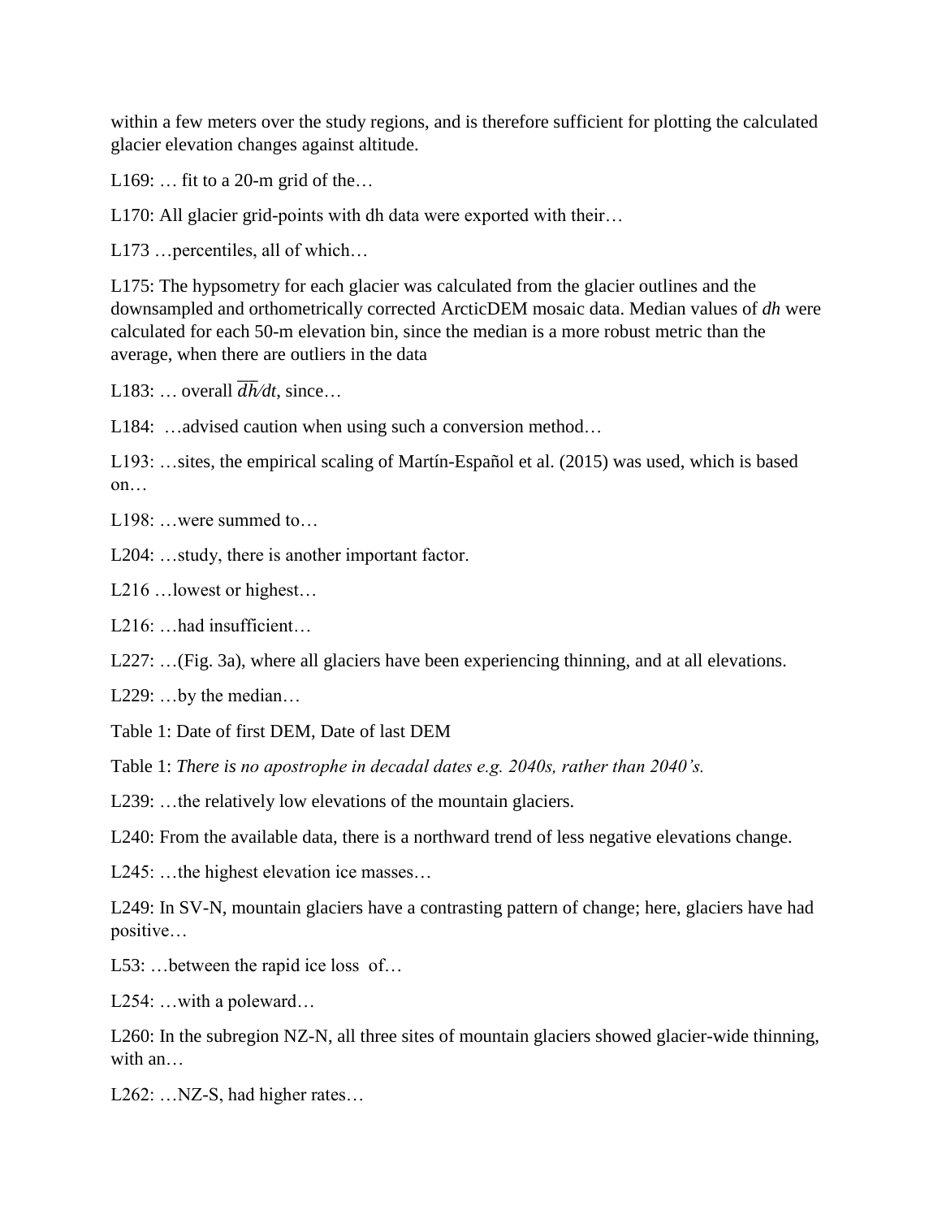within a few meters over the study regions, and is therefore sufficient for plotting the calculated glacier elevation changes against altitude.

L169: … fit to a 20-m grid of the…

L170: All glacier grid-points with dh data were exported with their…

L173 …percentiles, all of which…

L175: The hypsometry for each glacier was calculated from the glacier outlines and the downsampled and orthometrically corrected ArcticDEM mosaic data. Median values of *dh* were calculated for each 50-m elevation bin, since the median is a more robust metric than the average, when there are outliers in the data

L183: … overall $\overline{dh}/dt$, since…

L184: …advised caution when using such a conversion method…

L193: …sites, the empirical scaling of Martín-Español et al. (2015) was used, which is based on…

L198: …were summed to…

L204: …study, there is another important factor.

L216 …lowest or highest…

L216: …had insufficient…

L227: …(Fig. 3a), where all glaciers have been experiencing thinning, and at all elevations.

L229: …by the median…

Table 1: Date of first DEM, Date of last DEM

Table 1: *There is no apostrophe in decadal dates e.g. 2040s, rather than 2040's.*

L239: …the relatively low elevations of the mountain glaciers.

L240: From the available data, there is a northward trend of less negative elevations change.

L245: …the highest elevation ice masses…

L249: In SV-N, mountain glaciers have a contrasting pattern of change; here, glaciers have had positive…

L53: …between the rapid ice loss of…

L254: …with a poleward…

L260: In the subregion NZ-N, all three sites of mountain glaciers showed glacier-wide thinning, with an…

L262: …NZ-S, had higher rates…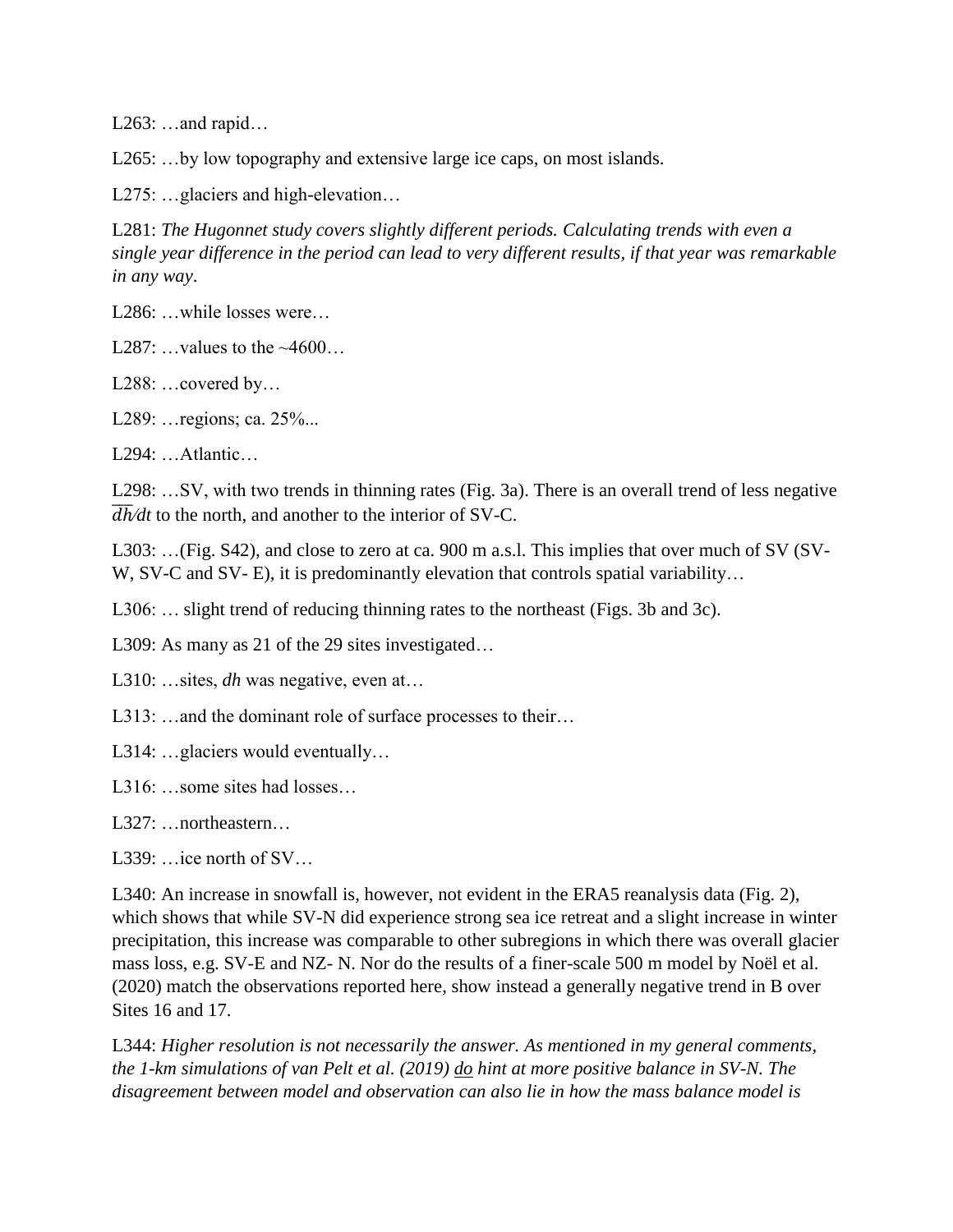L263: …and rapid…

L265: …by low topography and extensive large ice caps, on most islands.

L275: …glaciers and high-elevation…

L281: *The Hugonnet study covers slightly different periods. Calculating trends with even a single year difference in the period can lead to very different results, if that year was remarkable in any way.*

L286: …while losses were…

L287: …values to the ~4600…

L288: …covered by…

L289: …regions; ca. 25%...

L294: …Atlantic…

L298: …SV, with two trends in thinning rates (Fig. 3a). There is an overall trend of less negative $\overline{dh}/dt$ to the north, and another to the interior of SV-C.

L303: …(Fig. S42), and close to zero at ca. 900 m a.s.l. This implies that over much of SV (SV-W, SV-C and SV- E), it is predominantly elevation that controls spatial variability…

L306: … slight trend of reducing thinning rates to the northeast (Figs. 3b and 3c).

L309: As many as 21 of the 29 sites investigated…

L310: …sites, *dh* was negative, even at…

L313: …and the dominant role of surface processes to their…

L314: …glaciers would eventually…

L316: …some sites had losses…

L327: …northeastern…

L339: …ice north of SV…

L340: An increase in snowfall is, however, not evident in the ERA5 reanalysis data (Fig. 2), which shows that while SV-N did experience strong sea ice retreat and a slight increase in winter precipitation, this increase was comparable to other subregions in which there was overall glacier mass loss, e.g. SV-E and NZ- N. Nor do the results of a finer-scale 500 m model by Noël et al. (2020) match the observations reported here, show instead a generally negative trend in B over Sites 16 and 17.

L344: *Higher resolution is not necessarily the answer. As mentioned in my general comments, the 1-km simulations of van Pelt et al. (2019) <u>do</u> hint at more positive balance in SV-N. The disagreement between model and observation can also lie in how the mass balance model is*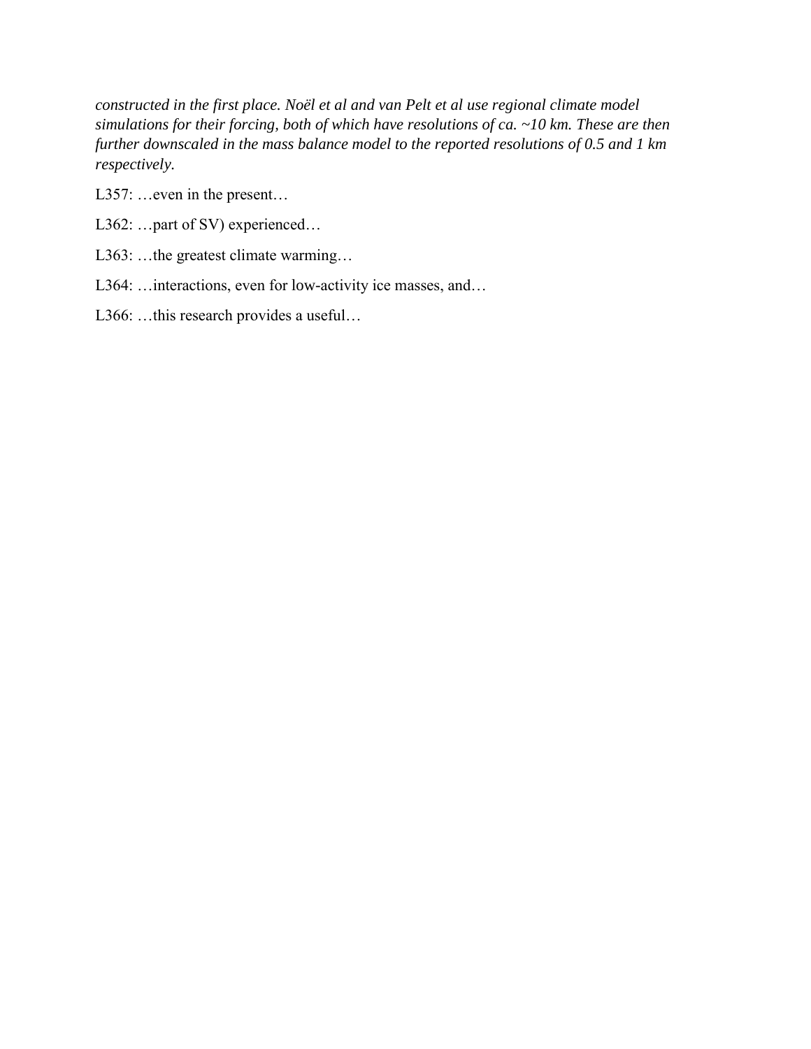*constructed in the first place. Noël et al and van Pelt et al use regional climate model simulations for their forcing, both of which have resolutions of ca. ~10 km. These are then further downscaled in the mass balance model to the reported resolutions of 0.5 and 1 km respectively.*

L357: …even in the present…

L362: …part of SV) experienced…

L363: …the greatest climate warming…

L364: …interactions, even for low-activity ice masses, and…

L366: …this research provides a useful…